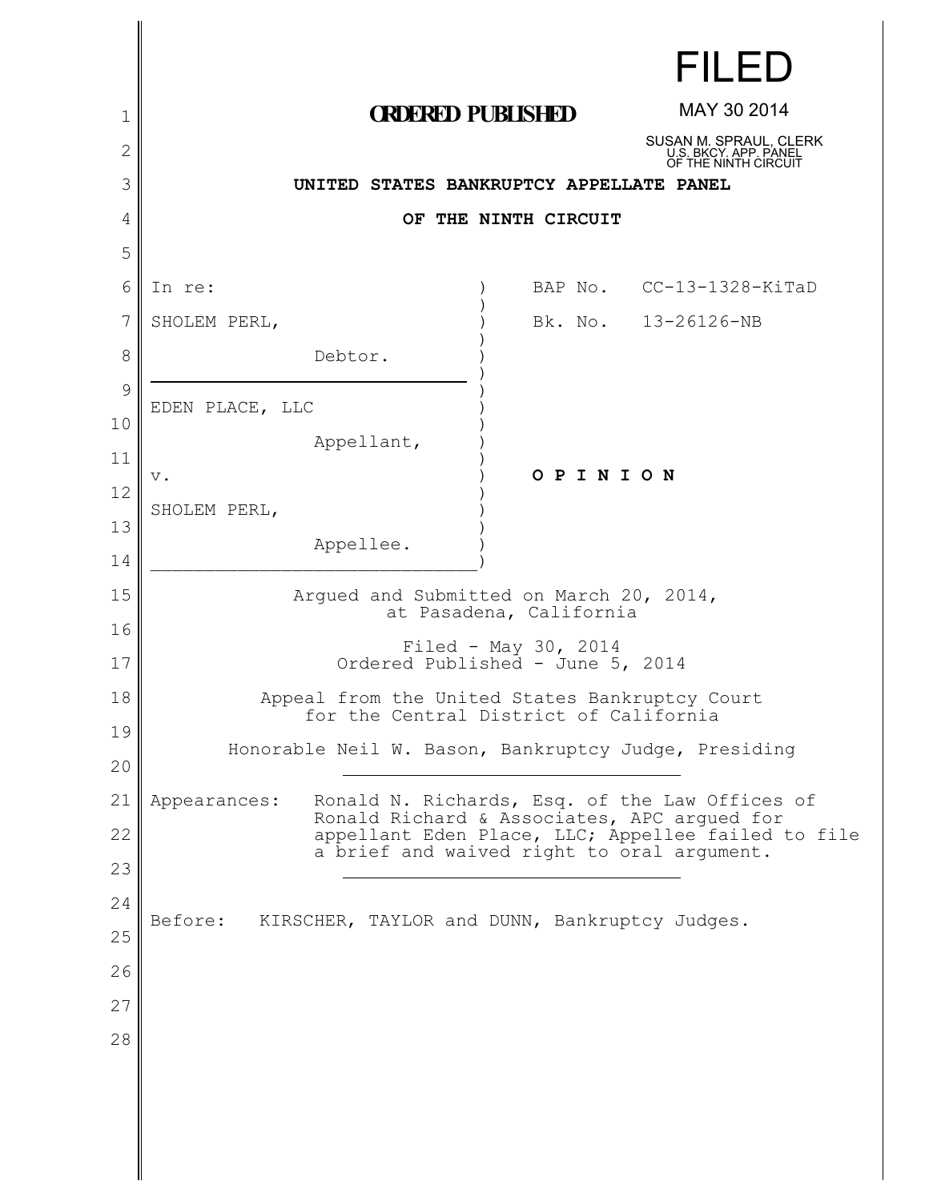FILED

MAY 30 2014

SUSAN M. SPRAUL, CLERK
U.S. BKCY. APP. PANEL
OF THE NINTH CIRCUIT

**ORDERED PUBLISHED**

**UNITED STATES BANKRUPTCY APPELLATE PANEL**

**OF THE NINTH CIRCUIT**

| | |
|---|---|
| In re: | BAP No. CC-13-1328-KiTaD |
| SHOLEM PERL, | Bk. No. 13-26126-NB |
| Debtor. | |
| EDEN PLACE, LLC | |
| Appellant, | |
| v. | **O P I N I O N** |
| SHOLEM PERL, | |
| Appellee. | |

Argued and Submitted on March 20, 2014,
at Pasadena, California

Filed - May 30, 2014
Ordered Published - June 5, 2014

Appeal from the United States Bankruptcy Court
for the Central District of California

Honorable Neil W. Bason, Bankruptcy Judge, Presiding

Appearances: Ronald N. Richards, Esq. of the Law Offices of Ronald Richard & Associates, APC argued for appellant Eden Place, LLC; Appellee failed to file a brief and waived right to oral argument.

Before: KIRSCHER, TAYLOR and DUNN, Bankruptcy Judges.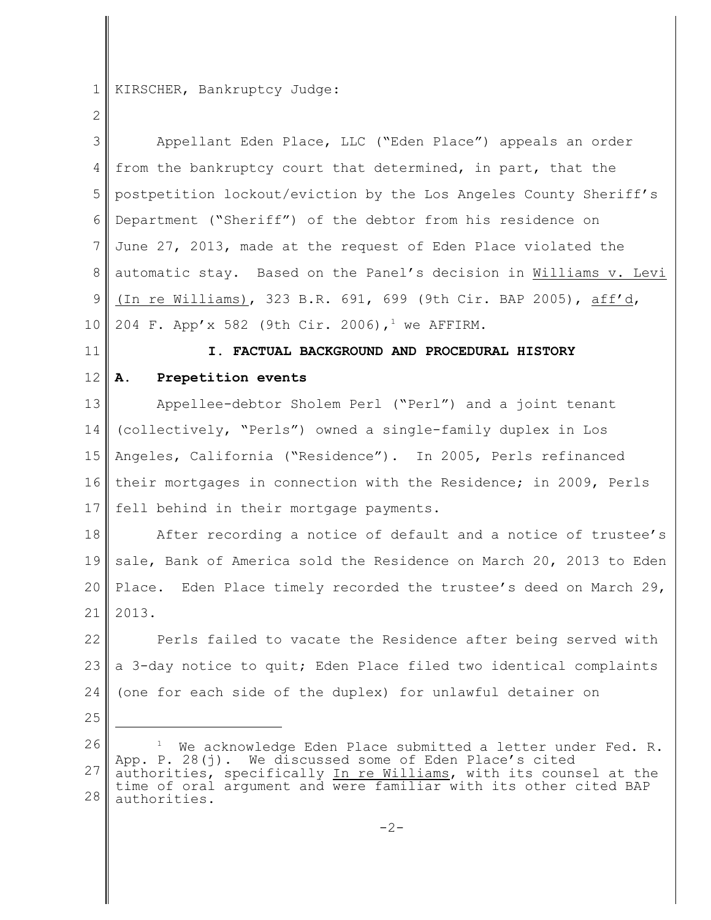KIRSCHER, Bankruptcy Judge:

Appellant Eden Place, LLC ("Eden Place") appeals an order from the bankruptcy court that determined, in part, that the postpetition lockout/eviction by the Los Angeles County Sheriff's Department ("Sheriff") of the debtor from his residence on June 27, 2013, made at the request of Eden Place violated the automatic stay. Based on the Panel's decision in Williams v. Levi (In re Williams), 323 B.R. 691, 699 (9th Cir. BAP 2005), aff'd, 204 F. App'x 582 (9th Cir. 2006),[1] we AFFIRM.

## I. FACTUAL BACKGROUND AND PROCEDURAL HISTORY

### A. Prepetition events

Appellee-debtor Sholem Perl ("Perl") and a joint tenant (collectively, "Perls") owned a single-family duplex in Los Angeles, California ("Residence"). In 2005, Perls refinanced their mortgages in connection with the Residence; in 2009, Perls fell behind in their mortgage payments.

After recording a notice of default and a notice of trustee's sale, Bank of America sold the Residence on March 20, 2013 to Eden Place. Eden Place timely recorded the trustee's deed on March 29, 2013.

Perls failed to vacate the Residence after being served with a 3-day notice to quit; Eden Place filed two identical complaints (one for each side of the duplex) for unlawful detainer on

---

[1] We acknowledge Eden Place submitted a letter under Fed. R. App. P. 28(j). We discussed some of Eden Place's cited authorities, specifically In re Williams, with its counsel at the time of oral argument and were familiar with its other cited BAP authorities.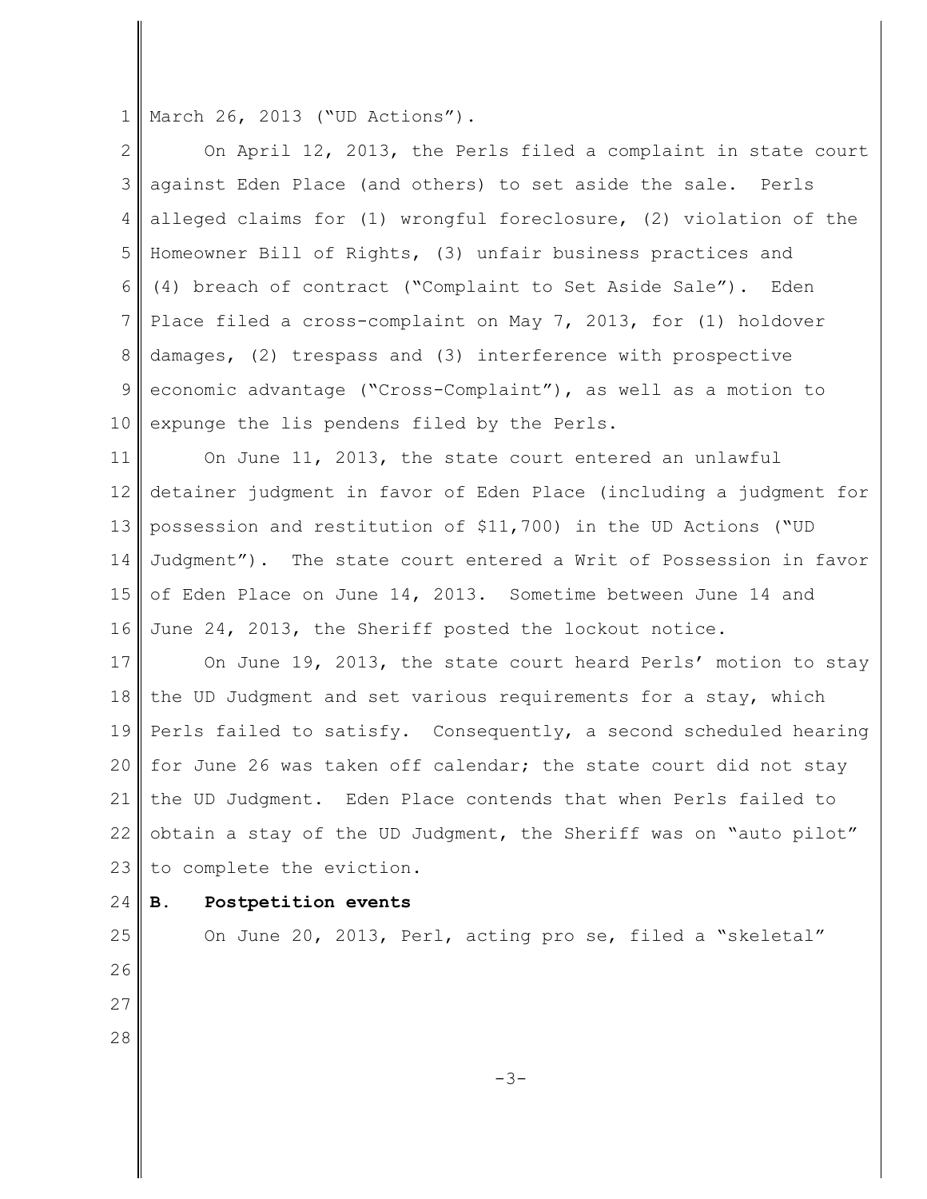March 26, 2013 ("UD Actions").

On April 12, 2013, the Perls filed a complaint in state court against Eden Place (and others) to set aside the sale. Perls alleged claims for (1) wrongful foreclosure, (2) violation of the Homeowner Bill of Rights, (3) unfair business practices and (4) breach of contract ("Complaint to Set Aside Sale"). Eden Place filed a cross-complaint on May 7, 2013, for (1) holdover damages, (2) trespass and (3) interference with prospective economic advantage ("Cross-Complaint"), as well as a motion to expunge the lis pendens filed by the Perls.

On June 11, 2013, the state court entered an unlawful detainer judgment in favor of Eden Place (including a judgment for possession and restitution of $11,700) in the UD Actions ("UD Judgment"). The state court entered a Writ of Possession in favor of Eden Place on June 14, 2013. Sometime between June 14 and June 24, 2013, the Sheriff posted the lockout notice.

On June 19, 2013, the state court heard Perls' motion to stay the UD Judgment and set various requirements for a stay, which Perls failed to satisfy. Consequently, a second scheduled hearing for June 26 was taken off calendar; the state court did not stay the UD Judgment. Eden Place contends that when Perls failed to obtain a stay of the UD Judgment, the Sheriff was on "auto pilot" to complete the eviction.

**B. Postpetition events**

On June 20, 2013, Perl, acting pro se, filed a "skeletal"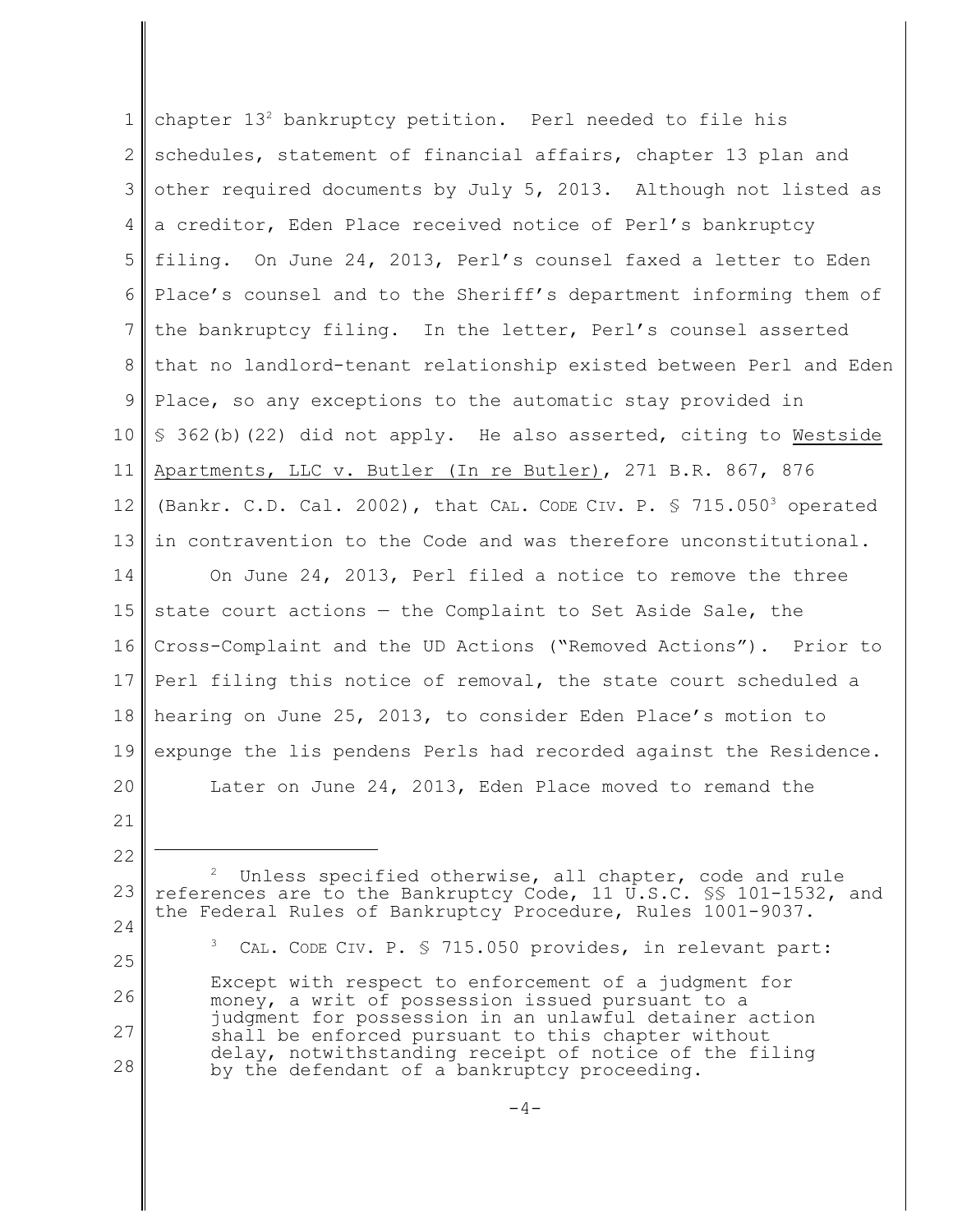chapter 13[2] bankruptcy petition. Perl needed to file his schedules, statement of financial affairs, chapter 13 plan and other required documents by July 5, 2013. Although not listed as a creditor, Eden Place received notice of Perl's bankruptcy filing. On June 24, 2013, Perl's counsel faxed a letter to Eden Place's counsel and to the Sheriff's department informing them of the bankruptcy filing. In the letter, Perl's counsel asserted that no landlord-tenant relationship existed between Perl and Eden Place, so any exceptions to the automatic stay provided in § 362(b)(22) did not apply. He also asserted, citing to Westside Apartments, LLC v. Butler (In re Butler), 271 B.R. 867, 876 (Bankr. C.D. Cal. 2002), that CAL. CODE CIV. P. § 715.050[3] operated in contravention to the Code and was therefore unconstitutional.

On June 24, 2013, Perl filed a notice to remove the three state court actions — the Complaint to Set Aside Sale, the Cross-Complaint and the UD Actions ("Removed Actions"). Prior to Perl filing this notice of removal, the state court scheduled a hearing on June 25, 2013, to consider Eden Place's motion to expunge the lis pendens Perls had recorded against the Residence.

Later on June 24, 2013, Eden Place moved to remand the

---

[2] Unless specified otherwise, all chapter, code and rule references are to the Bankruptcy Code, 11 U.S.C. §§ 101-1532, and the Federal Rules of Bankruptcy Procedure, Rules 1001-9037.

[3] CAL. CODE CIV. P. § 715.050 provides, in relevant part:

> Except with respect to enforcement of a judgment for money, a writ of possession issued pursuant to a judgment for possession in an unlawful detainer action shall be enforced pursuant to this chapter without delay, notwithstanding receipt of notice of the filing by the defendant of a bankruptcy proceeding.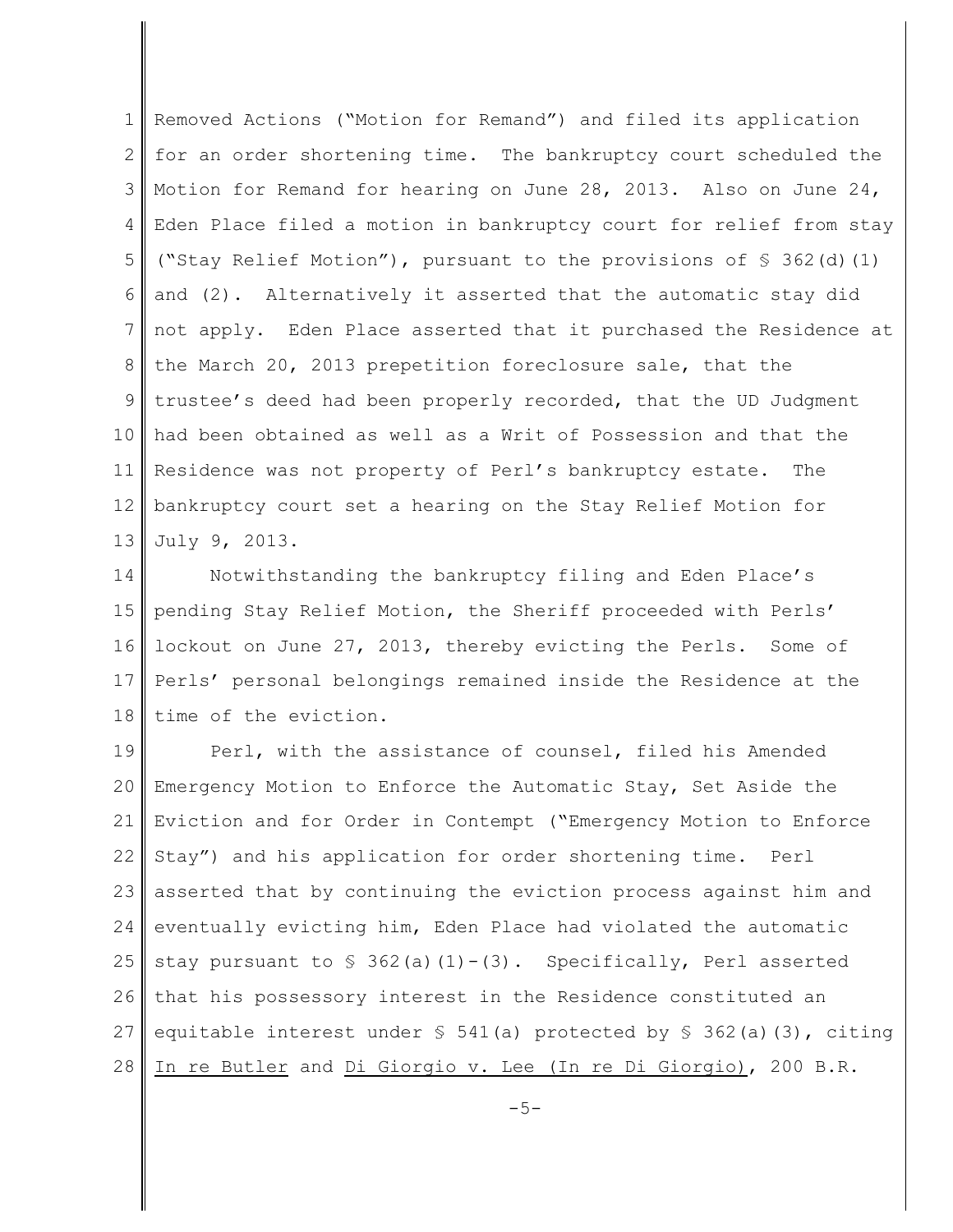Removed Actions ("Motion for Remand") and filed its application for an order shortening time. The bankruptcy court scheduled the Motion for Remand for hearing on June 28, 2013. Also on June 24, Eden Place filed a motion in bankruptcy court for relief from stay ("Stay Relief Motion"), pursuant to the provisions of § 362(d)(1) and (2). Alternatively it asserted that the automatic stay did not apply. Eden Place asserted that it purchased the Residence at the March 20, 2013 prepetition foreclosure sale, that the trustee's deed had been properly recorded, that the UD Judgment had been obtained as well as a Writ of Possession and that the Residence was not property of Perl's bankruptcy estate. The bankruptcy court set a hearing on the Stay Relief Motion for July 9, 2013.

Notwithstanding the bankruptcy filing and Eden Place's pending Stay Relief Motion, the Sheriff proceeded with Perls' lockout on June 27, 2013, thereby evicting the Perls. Some of Perls' personal belongings remained inside the Residence at the time of the eviction.

Perl, with the assistance of counsel, filed his Amended Emergency Motion to Enforce the Automatic Stay, Set Aside the Eviction and for Order in Contempt ("Emergency Motion to Enforce Stay") and his application for order shortening time. Perl asserted that by continuing the eviction process against him and eventually evicting him, Eden Place had violated the automatic stay pursuant to § 362(a)(1)-(3). Specifically, Perl asserted that his possessory interest in the Residence constituted an equitable interest under § 541(a) protected by § 362(a)(3), citing In re Butler and Di Giorgio v. Lee (In re Di Giorgio), 200 B.R.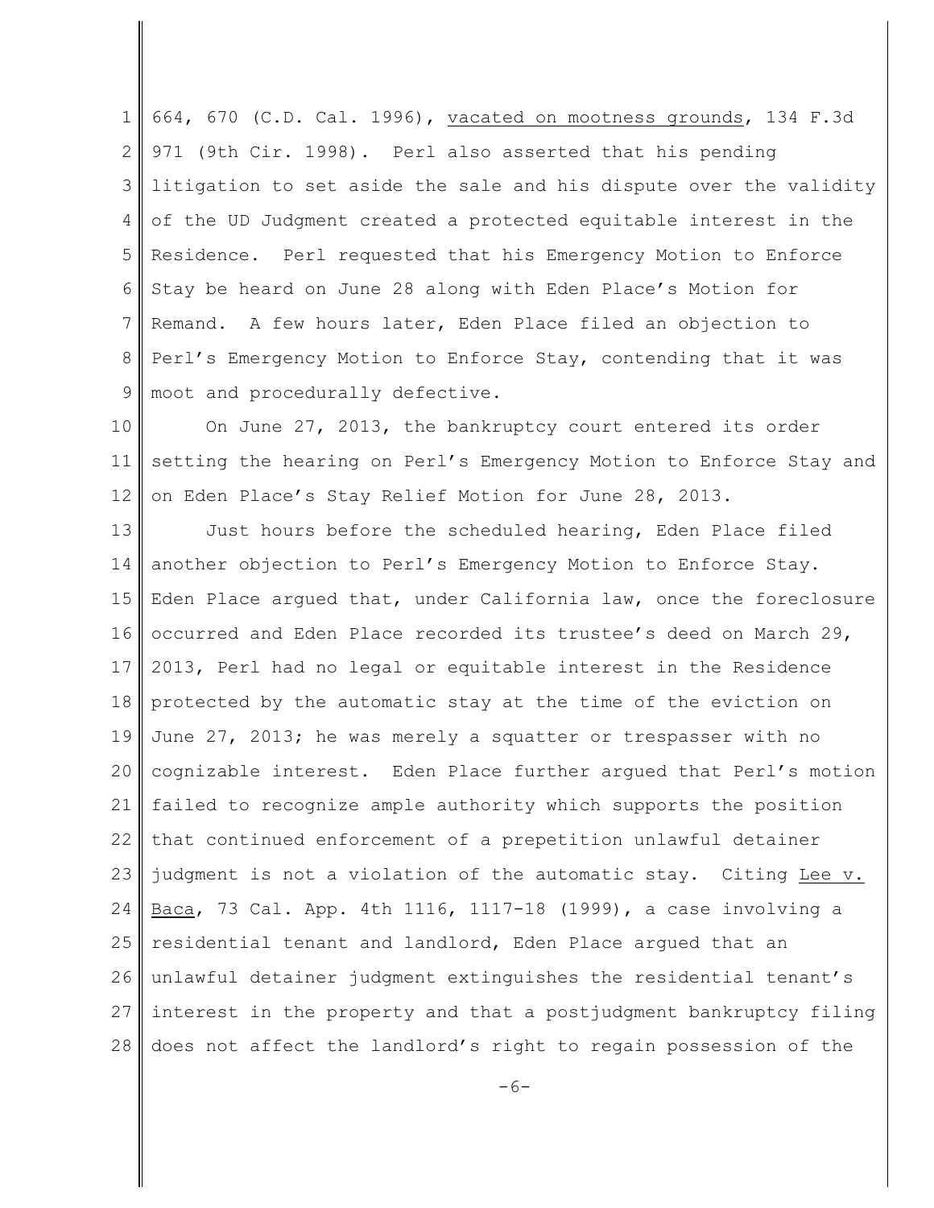664, 670 (C.D. Cal. 1996), vacated on mootness grounds, 134 F.3d 971 (9th Cir. 1998). Perl also asserted that his pending litigation to set aside the sale and his dispute over the validity of the UD Judgment created a protected equitable interest in the Residence. Perl requested that his Emergency Motion to Enforce Stay be heard on June 28 along with Eden Place's Motion for Remand. A few hours later, Eden Place filed an objection to Perl's Emergency Motion to Enforce Stay, contending that it was moot and procedurally defective.

On June 27, 2013, the bankruptcy court entered its order setting the hearing on Perl's Emergency Motion to Enforce Stay and on Eden Place's Stay Relief Motion for June 28, 2013.

Just hours before the scheduled hearing, Eden Place filed another objection to Perl's Emergency Motion to Enforce Stay. Eden Place argued that, under California law, once the foreclosure occurred and Eden Place recorded its trustee's deed on March 29, 2013, Perl had no legal or equitable interest in the Residence protected by the automatic stay at the time of the eviction on June 27, 2013; he was merely a squatter or trespasser with no cognizable interest. Eden Place further argued that Perl's motion failed to recognize ample authority which supports the position that continued enforcement of a prepetition unlawful detainer judgment is not a violation of the automatic stay. Citing Lee v. Baca, 73 Cal. App. 4th 1116, 1117-18 (1999), a case involving a residential tenant and landlord, Eden Place argued that an unlawful detainer judgment extinguishes the residential tenant's interest in the property and that a postjudgment bankruptcy filing does not affect the landlord's right to regain possession of the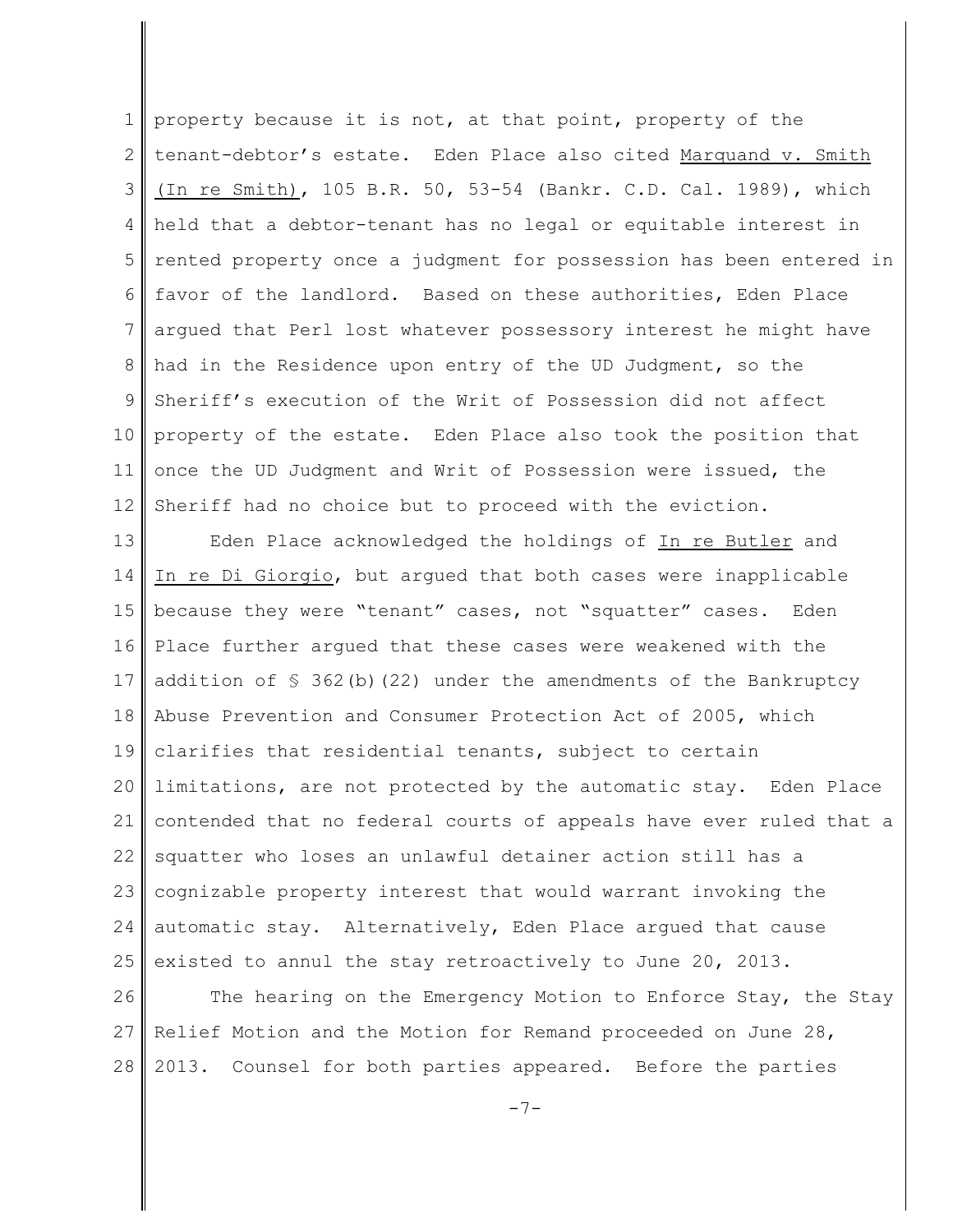property because it is not, at that point, property of the tenant-debtor's estate. Eden Place also cited Marquand v. Smith (In re Smith), 105 B.R. 50, 53-54 (Bankr. C.D. Cal. 1989), which held that a debtor-tenant has no legal or equitable interest in rented property once a judgment for possession has been entered in favor of the landlord. Based on these authorities, Eden Place argued that Perl lost whatever possessory interest he might have had in the Residence upon entry of the UD Judgment, so the Sheriff's execution of the Writ of Possession did not affect property of the estate. Eden Place also took the position that once the UD Judgment and Writ of Possession were issued, the Sheriff had no choice but to proceed with the eviction.

Eden Place acknowledged the holdings of In re Butler and In re Di Giorgio, but argued that both cases were inapplicable because they were "tenant" cases, not "squatter" cases. Eden Place further argued that these cases were weakened with the addition of § 362(b)(22) under the amendments of the Bankruptcy Abuse Prevention and Consumer Protection Act of 2005, which clarifies that residential tenants, subject to certain limitations, are not protected by the automatic stay. Eden Place contended that no federal courts of appeals have ever ruled that a squatter who loses an unlawful detainer action still has a cognizable property interest that would warrant invoking the automatic stay. Alternatively, Eden Place argued that cause existed to annul the stay retroactively to June 20, 2013.

The hearing on the Emergency Motion to Enforce Stay, the Stay Relief Motion and the Motion for Remand proceeded on June 28, 2013. Counsel for both parties appeared. Before the parties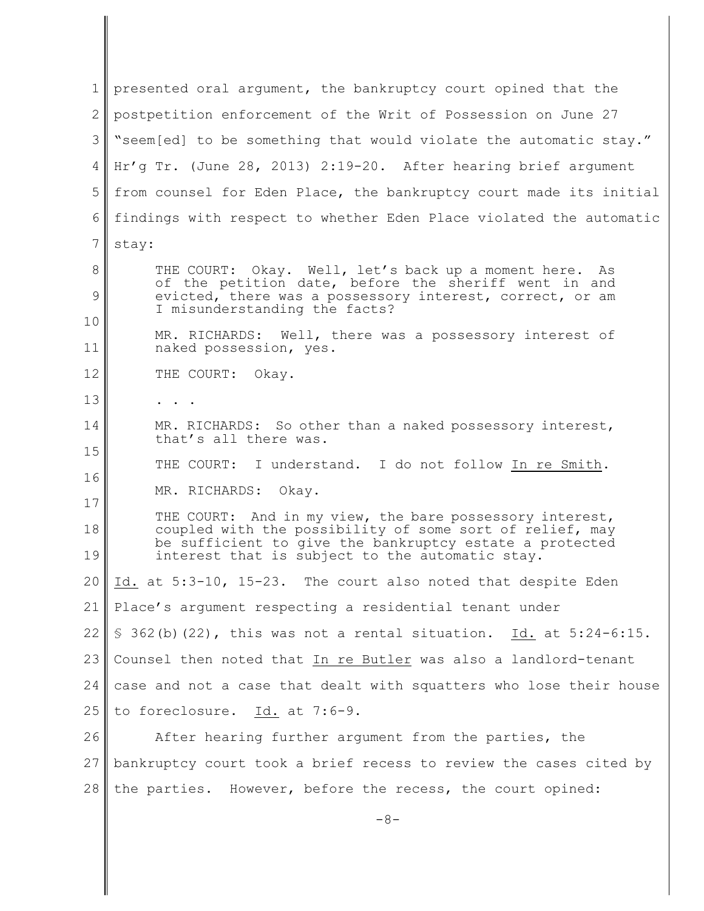presented oral argument, the bankruptcy court opined that the postpetition enforcement of the Writ of Possession on June 27 "seem[ed] to be something that would violate the automatic stay." Hr'g Tr. (June 28, 2013) 2:19-20. After hearing brief argument from counsel for Eden Place, the bankruptcy court made its initial findings with respect to whether Eden Place violated the automatic stay:

> THE COURT: Okay. Well, let's back up a moment here. As of the petition date, before the sheriff went in and evicted, there was a possessory interest, correct, or am I misunderstanding the facts?
>
> MR. RICHARDS: Well, there was a possessory interest of naked possession, yes.
>
> THE COURT: Okay.
>
> . . .
>
> MR. RICHARDS: So other than a naked possessory interest, that's all there was.
>
> THE COURT: I understand. I do not follow In re Smith.
>
> MR. RICHARDS: Okay.
>
> THE COURT: And in my view, the bare possessory interest, coupled with the possibility of some sort of relief, may be sufficient to give the bankruptcy estate a protected interest that is subject to the automatic stay.

Id. at 5:3-10, 15-23. The court also noted that despite Eden Place's argument respecting a residential tenant under § 362(b)(22), this was not a rental situation. Id. at 5:24-6:15. Counsel then noted that In re Butler was also a landlord-tenant case and not a case that dealt with squatters who lose their house to foreclosure. Id. at 7:6-9.

After hearing further argument from the parties, the bankruptcy court took a brief recess to review the cases cited by the parties. However, before the recess, the court opined: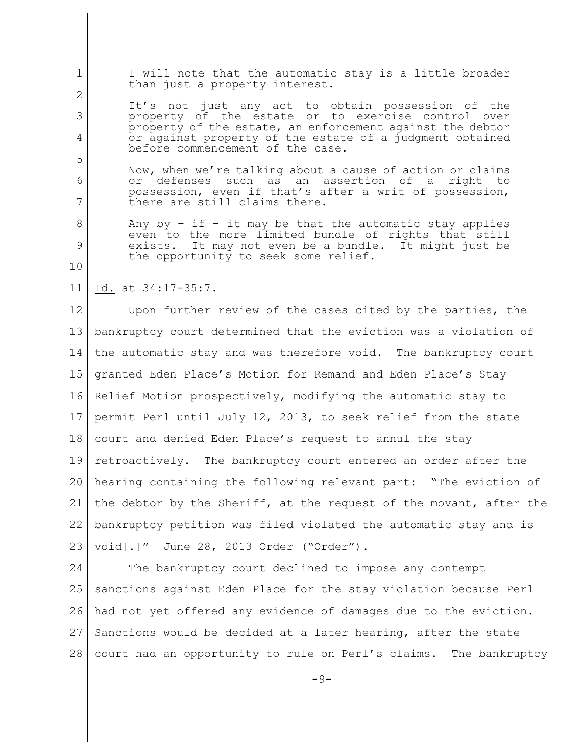> I will note that the automatic stay is a little broader than just a property interest.
>
> It's not just any act to obtain possession of the property of the estate or to exercise control over property of the estate, an enforcement against the debtor or against property of the estate of a judgment obtained before commencement of the case.
>
> Now, when we're talking about a cause of action or claims or defenses such as an assertion of a right to possession, even if that's after a writ of possession, there are still claims there.
>
> Any by – if – it may be that the automatic stay applies even to the more limited bundle of rights that still exists. It may not even be a bundle. It might just be the opportunity to seek some relief.

Id. at 34:17-35:7.

Upon further review of the cases cited by the parties, the bankruptcy court determined that the eviction was a violation of the automatic stay and was therefore void. The bankruptcy court granted Eden Place's Motion for Remand and Eden Place's Stay Relief Motion prospectively, modifying the automatic stay to permit Perl until July 12, 2013, to seek relief from the state court and denied Eden Place's request to annul the stay retroactively. The bankruptcy court entered an order after the hearing containing the following relevant part: "The eviction of the debtor by the Sheriff, at the request of the movant, after the bankruptcy petition was filed violated the automatic stay and is void[.]" June 28, 2013 Order ("Order").

The bankruptcy court declined to impose any contempt sanctions against Eden Place for the stay violation because Perl had not yet offered any evidence of damages due to the eviction. Sanctions would be decided at a later hearing, after the state court had an opportunity to rule on Perl's claims. The bankruptcy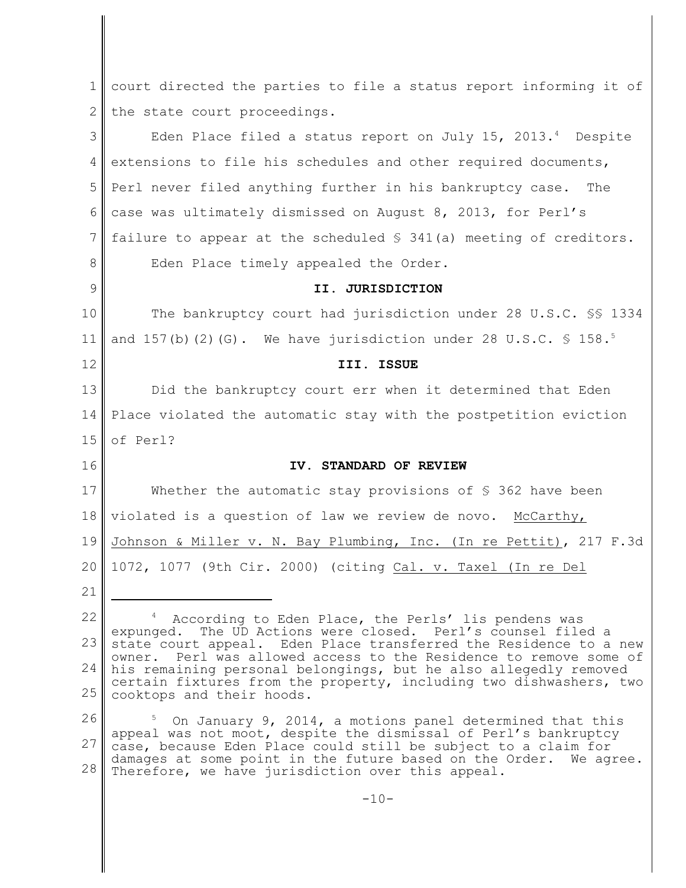court directed the parties to file a status report informing it of the state court proceedings.

Eden Place filed a status report on July 15, 2013.[4] Despite extensions to file his schedules and other required documents, Perl never filed anything further in his bankruptcy case. The case was ultimately dismissed on August 8, 2013, for Perl's failure to appear at the scheduled § 341(a) meeting of creditors.

Eden Place timely appealed the Order.

## II. JURISDICTION

The bankruptcy court had jurisdiction under 28 U.S.C. §§ 1334 and 157(b)(2)(G). We have jurisdiction under 28 U.S.C. § 158.[5]

## III. ISSUE

Did the bankruptcy court err when it determined that Eden Place violated the automatic stay with the postpetition eviction of Perl?

## IV. STANDARD OF REVIEW

Whether the automatic stay provisions of § 362 have been violated is a question of law we review de novo. McCarthy, Johnson & Miller v. N. Bay Plumbing, Inc. (In re Pettit), 217 F.3d 1072, 1077 (9th Cir. 2000) (citing Cal. v. Taxel (In re Del

---

[4] According to Eden Place, the Perls' lis pendens was expunged. The UD Actions were closed. Perl's counsel filed a state court appeal. Eden Place transferred the Residence to a new owner. Perl was allowed access to the Residence to remove some of his remaining personal belongings, but he also allegedly removed certain fixtures from the property, including two dishwashers, two cooktops and their hoods.

[5] On January 9, 2014, a motions panel determined that this appeal was not moot, despite the dismissal of Perl's bankruptcy case, because Eden Place could still be subject to a claim for damages at some point in the future based on the Order. We agree. Therefore, we have jurisdiction over this appeal.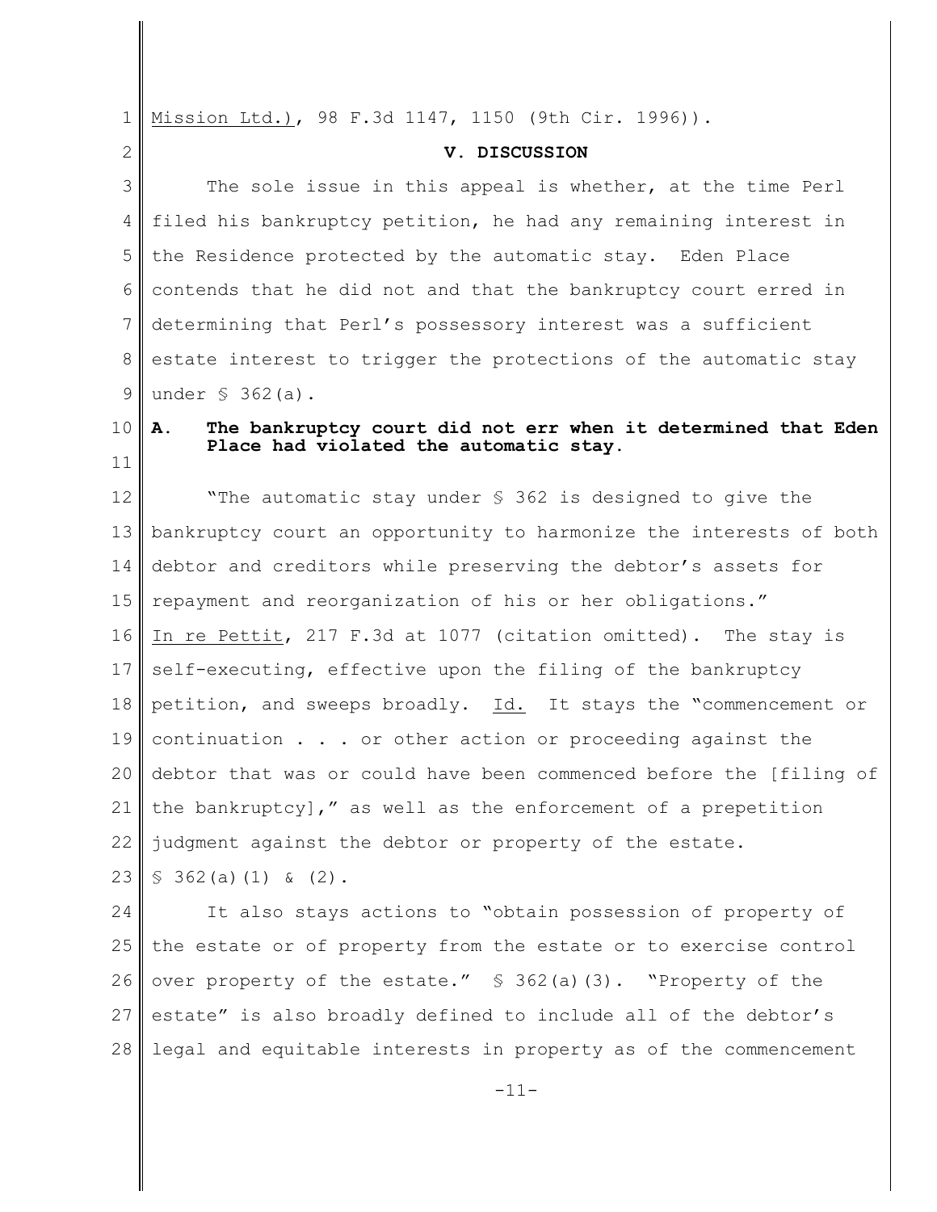Mission Ltd.), 98 F.3d 1147, 1150 (9th Cir. 1996)).

## V. DISCUSSION

The sole issue in this appeal is whether, at the time Perl filed his bankruptcy petition, he had any remaining interest in the Residence protected by the automatic stay. Eden Place contends that he did not and that the bankruptcy court erred in determining that Perl's possessory interest was a sufficient estate interest to trigger the protections of the automatic stay under § 362(a).

### A. The bankruptcy court did not err when it determined that Eden Place had violated the automatic stay.

"The automatic stay under § 362 is designed to give the bankruptcy court an opportunity to harmonize the interests of both debtor and creditors while preserving the debtor's assets for repayment and reorganization of his or her obligations." In re Pettit, 217 F.3d at 1077 (citation omitted). The stay is self-executing, effective upon the filing of the bankruptcy petition, and sweeps broadly. Id. It stays the "commencement or continuation . . . or other action or proceeding against the debtor that was or could have been commenced before the [filing of the bankruptcy]," as well as the enforcement of a prepetition judgment against the debtor or property of the estate. § 362(a)(1) & (2).

It also stays actions to "obtain possession of property of the estate or of property from the estate or to exercise control over property of the estate." § 362(a)(3). "Property of the estate" is also broadly defined to include all of the debtor's legal and equitable interests in property as of the commencement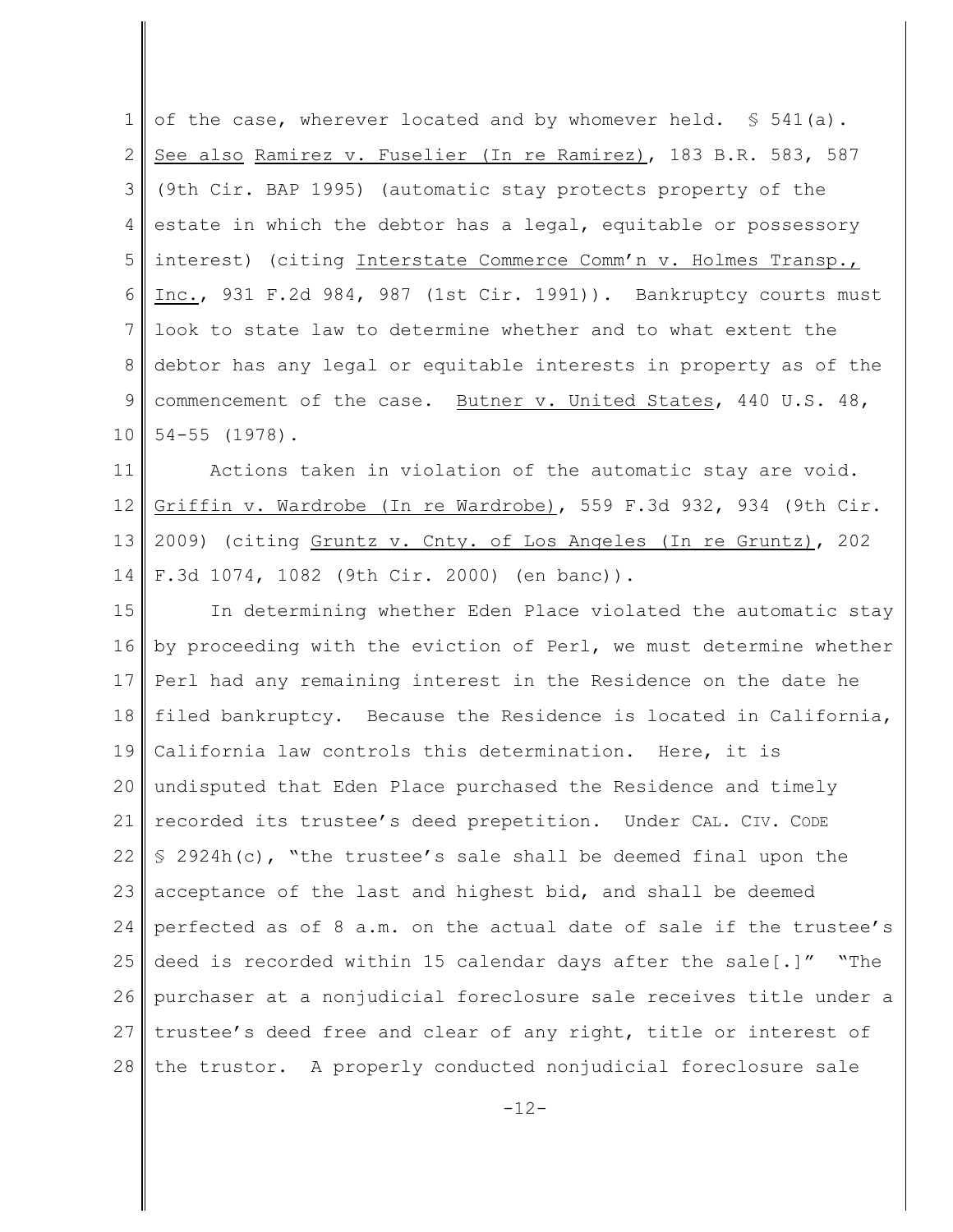of the case, wherever located and by whomever held. § 541(a). See also Ramirez v. Fuselier (In re Ramirez), 183 B.R. 583, 587 (9th Cir. BAP 1995) (automatic stay protects property of the estate in which the debtor has a legal, equitable or possessory interest) (citing Interstate Commerce Comm'n v. Holmes Transp., Inc., 931 F.2d 984, 987 (1st Cir. 1991)). Bankruptcy courts must look to state law to determine whether and to what extent the debtor has any legal or equitable interests in property as of the commencement of the case. Butner v. United States, 440 U.S. 48, 54-55 (1978).

Actions taken in violation of the automatic stay are void. Griffin v. Wardrobe (In re Wardrobe), 559 F.3d 932, 934 (9th Cir. 2009) (citing Gruntz v. Cnty. of Los Angeles (In re Gruntz), 202 F.3d 1074, 1082 (9th Cir. 2000) (en banc)).

In determining whether Eden Place violated the automatic stay by proceeding with the eviction of Perl, we must determine whether Perl had any remaining interest in the Residence on the date he filed bankruptcy. Because the Residence is located in California, California law controls this determination. Here, it is undisputed that Eden Place purchased the Residence and timely recorded its trustee's deed prepetition. Under CAL. CIV. CODE § 2924h(c), "the trustee's sale shall be deemed final upon the acceptance of the last and highest bid, and shall be deemed perfected as of 8 a.m. on the actual date of sale if the trustee's deed is recorded within 15 calendar days after the sale[.]" "The purchaser at a nonjudicial foreclosure sale receives title under a trustee's deed free and clear of any right, title or interest of the trustor. A properly conducted nonjudicial foreclosure sale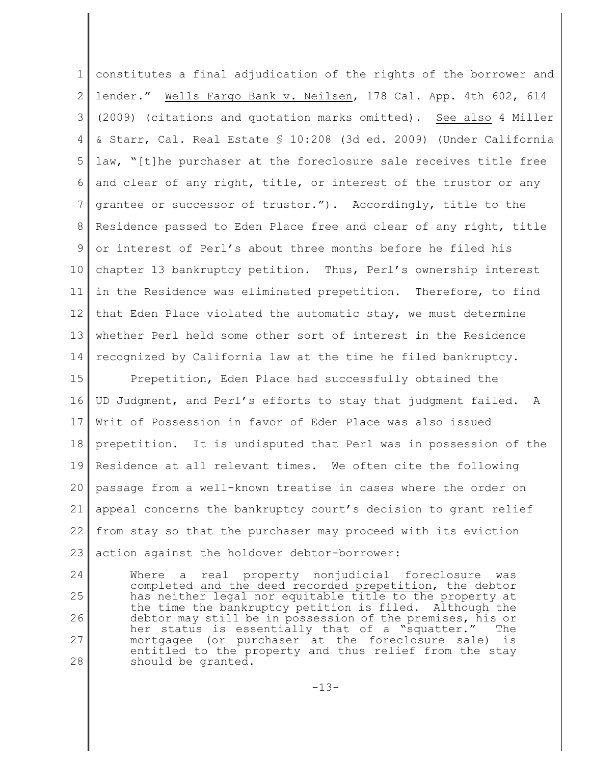constitutes a final adjudication of the rights of the borrower and lender." Wells Fargo Bank v. Neilsen, 178 Cal. App. 4th 602, 614 (2009) (citations and quotation marks omitted). See also 4 Miller & Starr, Cal. Real Estate § 10:208 (3d ed. 2009) (Under California law, "[t]he purchaser at the foreclosure sale receives title free and clear of any right, title, or interest of the trustor or any grantee or successor of trustor."). Accordingly, title to the Residence passed to Eden Place free and clear of any right, title or interest of Perl's about three months before he filed his chapter 13 bankruptcy petition. Thus, Perl's ownership interest in the Residence was eliminated prepetition. Therefore, to find that Eden Place violated the automatic stay, we must determine whether Perl held some other sort of interest in the Residence recognized by California law at the time he filed bankruptcy.

Prepetition, Eden Place had successfully obtained the UD Judgment, and Perl's efforts to stay that judgment failed. A Writ of Possession in favor of Eden Place was also issued prepetition. It is undisputed that Perl was in possession of the Residence at all relevant times. We often cite the following passage from a well-known treatise in cases where the order on appeal concerns the bankruptcy court's decision to grant relief from stay so that the purchaser may proceed with its eviction action against the holdover debtor-borrower:

> Where a real property nonjudicial foreclosure was completed <u>and the deed recorded prepetition</u>, the debtor has neither legal nor equitable title to the property at the time the bankruptcy petition is filed. Although the debtor may still be in possession of the premises, his or her status is essentially that of a "squatter." The mortgagee (or purchaser at the foreclosure sale) is entitled to the property and thus relief from the stay should be granted.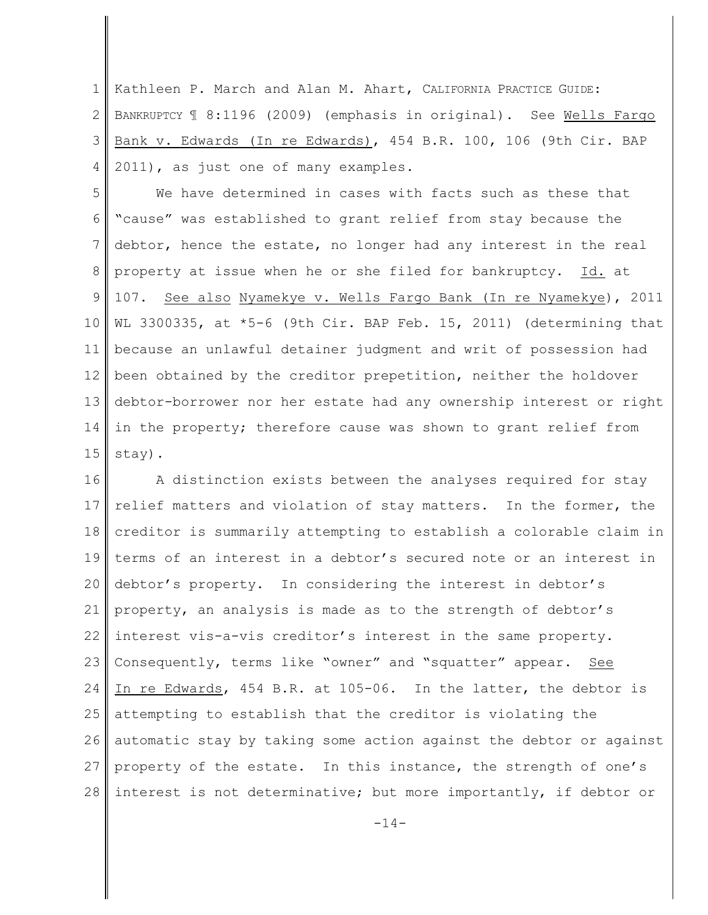Kathleen P. March and Alan M. Ahart, CALIFORNIA PRACTICE GUIDE: BANKRUPTCY ¶ 8:1196 (2009) (emphasis in original). See Wells Fargo Bank v. Edwards (In re Edwards), 454 B.R. 100, 106 (9th Cir. BAP 2011), as just one of many examples.

We have determined in cases with facts such as these that "cause" was established to grant relief from stay because the debtor, hence the estate, no longer had any interest in the real property at issue when he or she filed for bankruptcy. Id. at 107. See also Nyamekye v. Wells Fargo Bank (In re Nyamekye), 2011 WL 3300335, at *5-6 (9th Cir. BAP Feb. 15, 2011) (determining that because an unlawful detainer judgment and writ of possession had been obtained by the creditor prepetition, neither the holdover debtor-borrower nor her estate had any ownership interest or right in the property; therefore cause was shown to grant relief from stay).

A distinction exists between the analyses required for stay relief matters and violation of stay matters. In the former, the creditor is summarily attempting to establish a colorable claim in terms of an interest in a debtor's secured note or an interest in debtor's property. In considering the interest in debtor's property, an analysis is made as to the strength of debtor's interest vis-a-vis creditor's interest in the same property. Consequently, terms like "owner" and "squatter" appear. See In re Edwards, 454 B.R. at 105-06. In the latter, the debtor is attempting to establish that the creditor is violating the automatic stay by taking some action against the debtor or against property of the estate. In this instance, the strength of one's interest is not determinative; but more importantly, if debtor or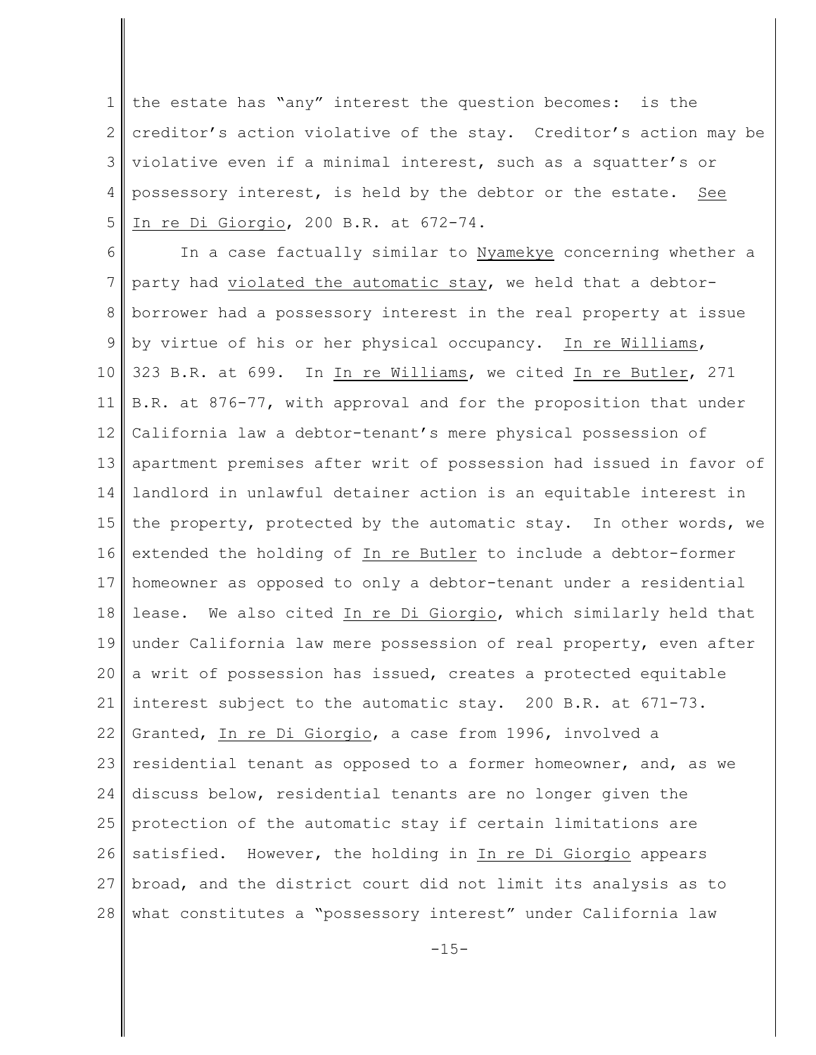the estate has "any" interest the question becomes: is the creditor's action violative of the stay. Creditor's action may be violative even if a minimal interest, such as a squatter's or possessory interest, is held by the debtor or the estate. See In re Di Giorgio, 200 B.R. at 672-74.

In a case factually similar to Nyamekye concerning whether a party had violated the automatic stay, we held that a debtor-borrower had a possessory interest in the real property at issue by virtue of his or her physical occupancy. In re Williams, 323 B.R. at 699. In In re Williams, we cited In re Butler, 271 B.R. at 876-77, with approval and for the proposition that under California law a debtor-tenant's mere physical possession of apartment premises after writ of possession had issued in favor of landlord in unlawful detainer action is an equitable interest in the property, protected by the automatic stay. In other words, we extended the holding of In re Butler to include a debtor-former homeowner as opposed to only a debtor-tenant under a residential lease. We also cited In re Di Giorgio, which similarly held that under California law mere possession of real property, even after a writ of possession has issued, creates a protected equitable interest subject to the automatic stay. 200 B.R. at 671-73. Granted, In re Di Giorgio, a case from 1996, involved a residential tenant as opposed to a former homeowner, and, as we discuss below, residential tenants are no longer given the protection of the automatic stay if certain limitations are satisfied. However, the holding in In re Di Giorgio appears broad, and the district court did not limit its analysis as to what constitutes a "possessory interest" under California law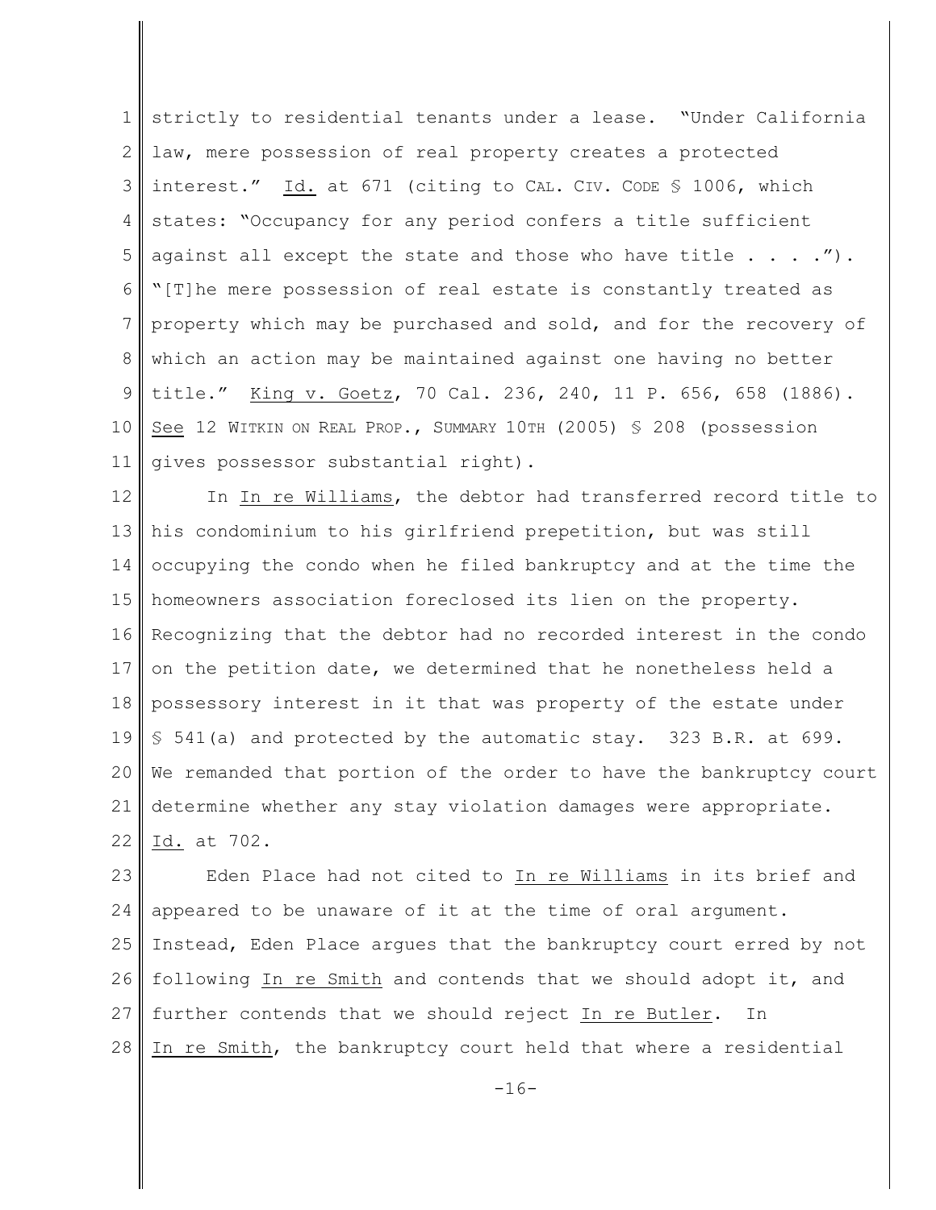strictly to residential tenants under a lease. "Under California law, mere possession of real property creates a protected interest." Id. at 671 (citing to CAL. CIV. CODE § 1006, which states: "Occupancy for any period confers a title sufficient against all except the state and those who have title . . . ."). "[T]he mere possession of real estate is constantly treated as property which may be purchased and sold, and for the recovery of which an action may be maintained against one having no better title." King v. Goetz, 70 Cal. 236, 240, 11 P. 656, 658 (1886). See 12 WITKIN ON REAL PROP., SUMMARY 10TH (2005) § 208 (possession gives possessor substantial right).

In In re Williams, the debtor had transferred record title to his condominium to his girlfriend prepetition, but was still occupying the condo when he filed bankruptcy and at the time the homeowners association foreclosed its lien on the property. Recognizing that the debtor had no recorded interest in the condo on the petition date, we determined that he nonetheless held a possessory interest in it that was property of the estate under § 541(a) and protected by the automatic stay. 323 B.R. at 699. We remanded that portion of the order to have the bankruptcy court determine whether any stay violation damages were appropriate. Id. at 702.

Eden Place had not cited to In re Williams in its brief and appeared to be unaware of it at the time of oral argument. Instead, Eden Place argues that the bankruptcy court erred by not following In re Smith and contends that we should adopt it, and further contends that we should reject In re Butler. In In re Smith, the bankruptcy court held that where a residential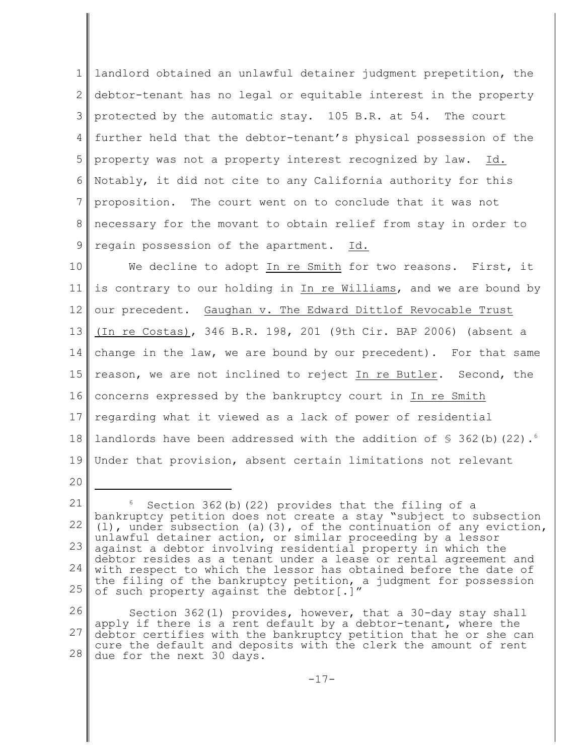landlord obtained an unlawful detainer judgment prepetition, the debtor-tenant has no legal or equitable interest in the property protected by the automatic stay. 105 B.R. at 54. The court further held that the debtor-tenant's physical possession of the property was not a property interest recognized by law. Id. Notably, it did not cite to any California authority for this proposition. The court went on to conclude that it was not necessary for the movant to obtain relief from stay in order to regain possession of the apartment. Id.

We decline to adopt In re Smith for two reasons. First, it is contrary to our holding in In re Williams, and we are bound by our precedent. Gaughan v. The Edward Dittlof Revocable Trust (In re Costas), 346 B.R. 198, 201 (9th Cir. BAP 2006) (absent a change in the law, we are bound by our precedent). For that same reason, we are not inclined to reject In re Butler. Second, the concerns expressed by the bankruptcy court in In re Smith regarding what it viewed as a lack of power of residential landlords have been addressed with the addition of § 362(b)(22).[6] Under that provision, absent certain limitations not relevant

---

[6] Section 362(b)(22) provides that the filing of a bankruptcy petition does not create a stay "subject to subsection (l), under subsection (a)(3), of the continuation of any eviction, unlawful detainer action, or similar proceeding by a lessor against a debtor involving residential property in which the debtor resides as a tenant under a lease or rental agreement and with respect to which the lessor has obtained before the date of the filing of the bankruptcy petition, a judgment for possession of such property against the debtor[.]"

Section 362(l) provides, however, that a 30-day stay shall apply if there is a rent default by a debtor-tenant, where the debtor certifies with the bankruptcy petition that he or she can cure the default and deposits with the clerk the amount of rent due for the next 30 days.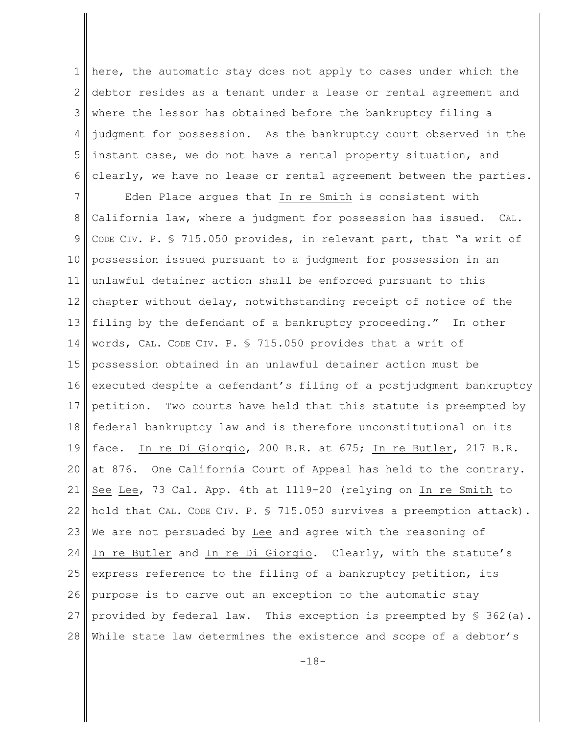here, the automatic stay does not apply to cases under which the debtor resides as a tenant under a lease or rental agreement and where the lessor has obtained before the bankruptcy filing a judgment for possession. As the bankruptcy court observed in the instant case, we do not have a rental property situation, and clearly, we have no lease or rental agreement between the parties.

Eden Place argues that In re Smith is consistent with California law, where a judgment for possession has issued. CAL. CODE CIV. P. § 715.050 provides, in relevant part, that "a writ of possession issued pursuant to a judgment for possession in an unlawful detainer action shall be enforced pursuant to this chapter without delay, notwithstanding receipt of notice of the filing by the defendant of a bankruptcy proceeding." In other words, CAL. CODE CIV. P. § 715.050 provides that a writ of possession obtained in an unlawful detainer action must be executed despite a defendant's filing of a postjudgment bankruptcy petition. Two courts have held that this statute is preempted by federal bankruptcy law and is therefore unconstitutional on its face. In re Di Giorgio, 200 B.R. at 675; In re Butler, 217 B.R. at 876. One California Court of Appeal has held to the contrary. See Lee, 73 Cal. App. 4th at 1119-20 (relying on In re Smith to hold that CAL. CODE CIV. P. § 715.050 survives a preemption attack). We are not persuaded by Lee and agree with the reasoning of In re Butler and In re Di Giorgio. Clearly, with the statute's express reference to the filing of a bankruptcy petition, its purpose is to carve out an exception to the automatic stay provided by federal law. This exception is preempted by § 362(a). While state law determines the existence and scope of a debtor's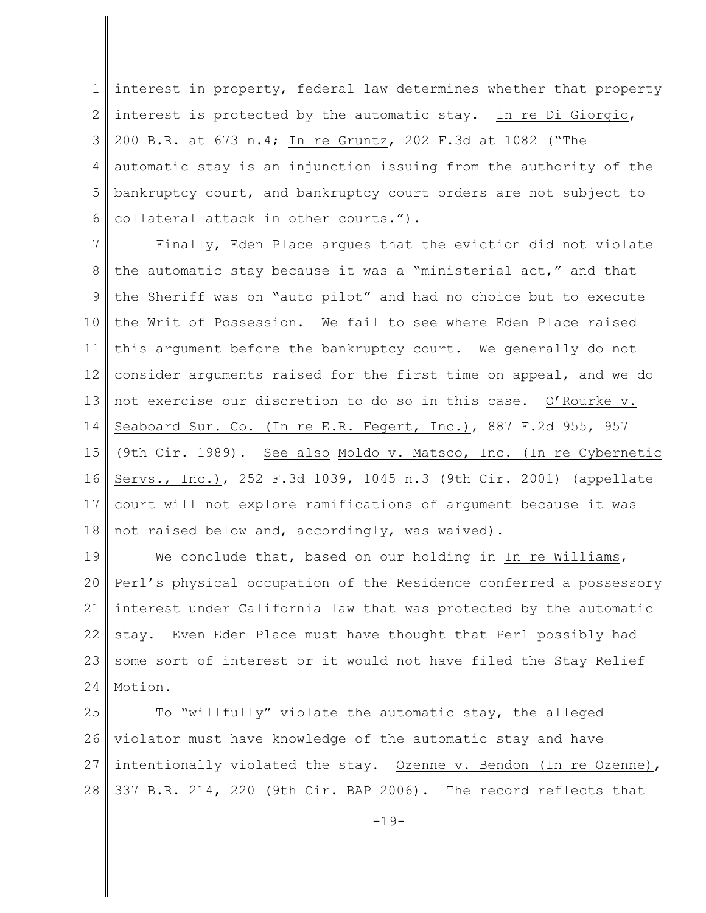interest in property, federal law determines whether that property interest is protected by the automatic stay. In re Di Giorgio, 200 B.R. at 673 n.4; In re Gruntz, 202 F.3d at 1082 ("The automatic stay is an injunction issuing from the authority of the bankruptcy court, and bankruptcy court orders are not subject to collateral attack in other courts.").

Finally, Eden Place argues that the eviction did not violate the automatic stay because it was a "ministerial act," and that the Sheriff was on "auto pilot" and had no choice but to execute the Writ of Possession. We fail to see where Eden Place raised this argument before the bankruptcy court. We generally do not consider arguments raised for the first time on appeal, and we do not exercise our discretion to do so in this case. O'Rourke v. Seaboard Sur. Co. (In re E.R. Fegert, Inc.), 887 F.2d 955, 957 (9th Cir. 1989). See also Moldo v. Matsco, Inc. (In re Cybernetic Servs., Inc.), 252 F.3d 1039, 1045 n.3 (9th Cir. 2001) (appellate court will not explore ramifications of argument because it was not raised below and, accordingly, was waived).

We conclude that, based on our holding in In re Williams, Perl's physical occupation of the Residence conferred a possessory interest under California law that was protected by the automatic stay. Even Eden Place must have thought that Perl possibly had some sort of interest or it would not have filed the Stay Relief Motion.

To "willfully" violate the automatic stay, the alleged violator must have knowledge of the automatic stay and have intentionally violated the stay. Ozenne v. Bendon (In re Ozenne), 337 B.R. 214, 220 (9th Cir. BAP 2006). The record reflects that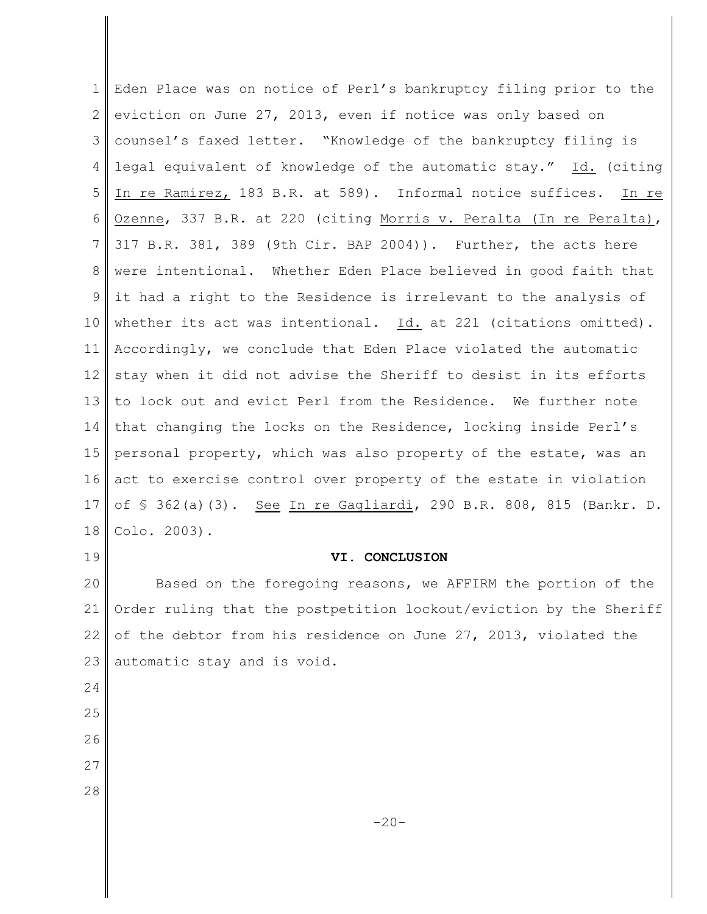Eden Place was on notice of Perl's bankruptcy filing prior to the eviction on June 27, 2013, even if notice was only based on counsel's faxed letter. "Knowledge of the bankruptcy filing is legal equivalent of knowledge of the automatic stay." Id. (citing In re Ramirez, 183 B.R. at 589). Informal notice suffices. In re Ozenne, 337 B.R. at 220 (citing Morris v. Peralta (In re Peralta), 317 B.R. 381, 389 (9th Cir. BAP 2004)). Further, the acts here were intentional. Whether Eden Place believed in good faith that it had a right to the Residence is irrelevant to the analysis of whether its act was intentional. Id. at 221 (citations omitted). Accordingly, we conclude that Eden Place violated the automatic stay when it did not advise the Sheriff to desist in its efforts to lock out and evict Perl from the Residence. We further note that changing the locks on the Residence, locking inside Perl's personal property, which was also property of the estate, was an act to exercise control over property of the estate in violation of § 362(a)(3). See In re Gagliardi, 290 B.R. 808, 815 (Bankr. D. Colo. 2003).

## VI. CONCLUSION

Based on the foregoing reasons, we AFFIRM the portion of the Order ruling that the postpetition lockout/eviction by the Sheriff of the debtor from his residence on June 27, 2013, violated the automatic stay and is void.